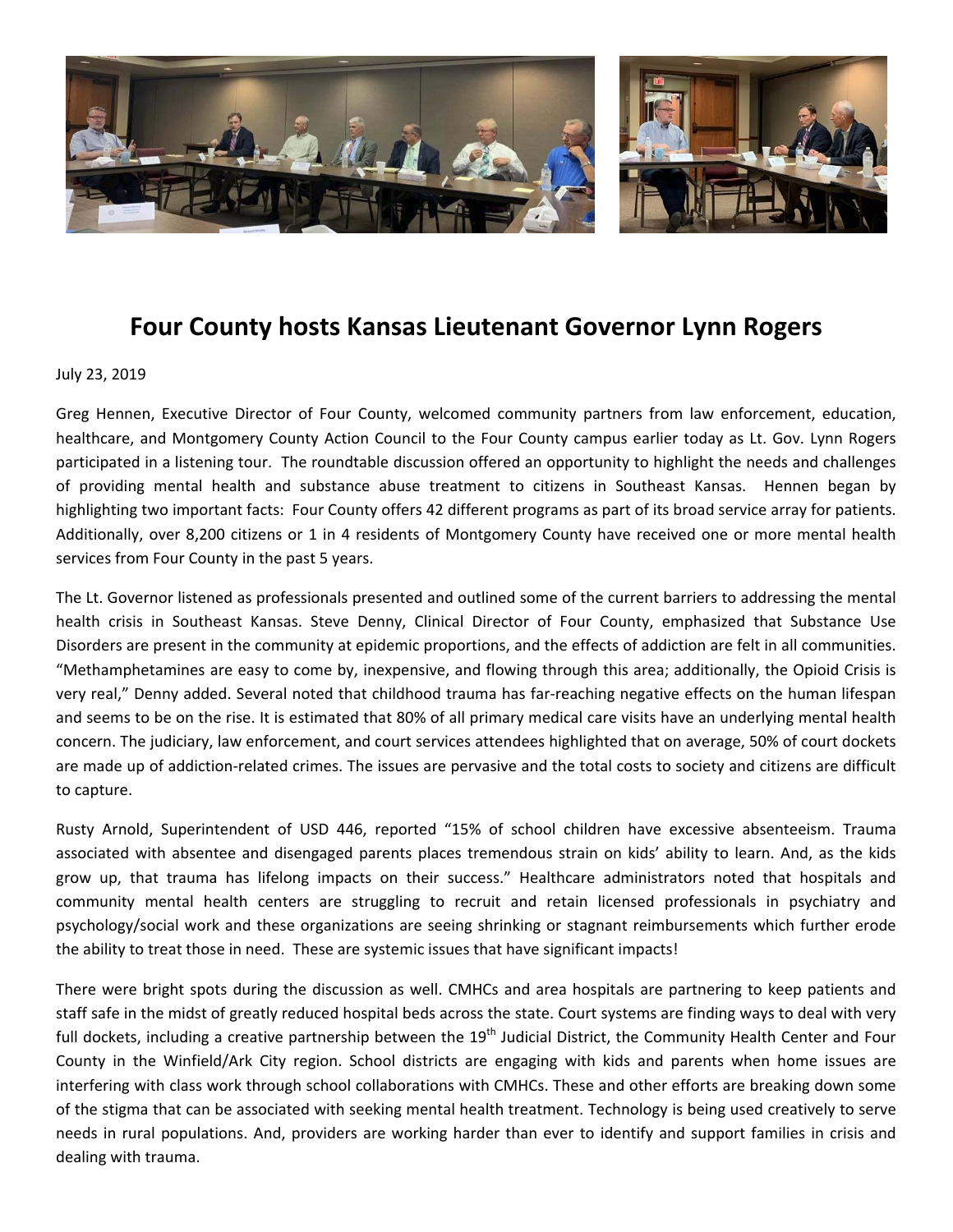# Four County hosts Kansas Lieutenant Governor Lynn Rogers

July 23, 2019

Greg Hennen, Executive Director of Four County, welcomed community partners from law enforcement, education, healthcare, and Montgomery County Action Council to the Four County campus earlier today as Lt. Gov. Lynn Rogers participated in a listening tour. The roundtable discussion offered an opportunity to highlight the needs and challenges of providing mental health and substance abuse treatment to citizens in Southeast Kansas. Hennen began by highlighting two important facts: Four County offers 42 different programs as part of its broad service array for patients. Additionally, over 8,200 citizens or 1 in 4 residents of Montgomery County have received one or more mental health services from Four County in the past 5 years.

The Lt. Governor listened as professionals presented and outlined some of the current barriers to addressing the mental health crisis in Southeast Kansas. Steve Denny, Clinical Director of Four County, emphasized that Substance Use Disorders are present in the community at epidemic proportions, and the effects of addiction are felt in all communities. "Methamphetamines are easy to come by, inexpensive, and flowing through this area; additionally, the Opioid Crisis is very real," Denny added. Several noted that childhood trauma has far-reaching negative effects on the human lifespan and seems to be on the rise. It is estimated that 80% of all primary medical care visits have an underlying mental health concern. The judiciary, law enforcement, and court services attendees highlighted that on average, 50% of court dockets are made up of addiction-related crimes. The issues are pervasive and the total costs to society and citizens are difficult to capture.

Rusty Arnold, Superintendent of USD 446, reported "15% of school children have excessive absenteeism. Trauma associated with absentee and disengaged parents places tremendous strain on kids' ability to learn. And, as the kids grow up, that trauma has lifelong impacts on their success." Healthcare administrators noted that hospitals and community mental health centers are struggling to recruit and retain licensed professionals in psychiatry and psychology/social work and these organizations are seeing shrinking or stagnant reimbursements which further erode the ability to treat those in need. These are systemic issues that have significant impacts!

There were bright spots during the discussion as well. CMHCs and area hospitals are partnering to keep patients and staff safe in the midst of greatly reduced hospital beds across the state. Court systems are finding ways to deal with very full dockets, including a creative partnership between the 19th Judicial District, the Community Health Center and Four County in the Winfield/Ark City region. School districts are engaging with kids and parents when home issues are interfering with class work through school collaborations with CMHCs. These and other efforts are breaking down some of the stigma that can be associated with seeking mental health treatment. Technology is being used creatively to serve needs in rural populations. And, providers are working harder than ever to identify and support families in crisis and dealing with trauma.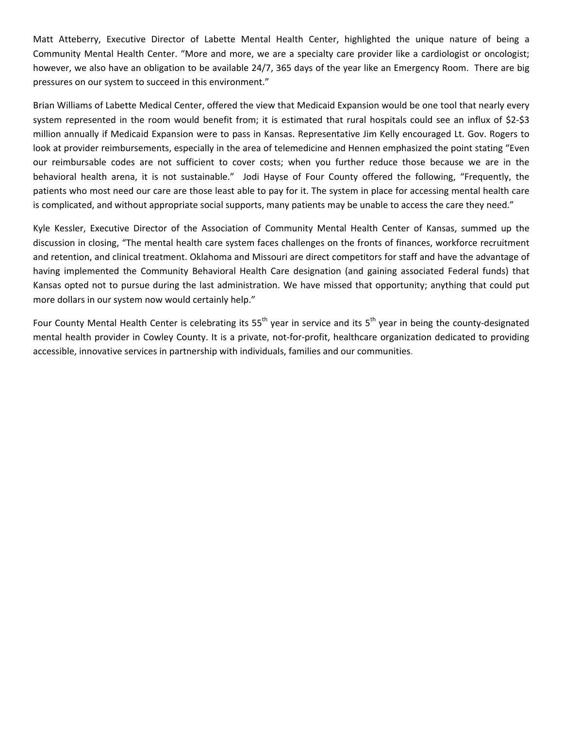Matt Atteberry, Executive Director of Labette Mental Health Center, highlighted the unique nature of being a Community Mental Health Center. "More and more, we are a specialty care provider like a cardiologist or oncologist; however, we also have an obligation to be available 24/7, 365 days of the year like an Emergency Room. There are big pressures on our system to succeed in this environment."

Brian Williams of Labette Medical Center, offered the view that Medicaid Expansion would be one tool that nearly every system represented in the room would benefit from; it is estimated that rural hospitals could see an influx of $2-$3 million annually if Medicaid Expansion were to pass in Kansas. Representative Jim Kelly encouraged Lt. Gov. Rogers to look at provider reimbursements, especially in the area of telemedicine and Hennen emphasized the point stating "Even our reimbursable codes are not sufficient to cover costs; when you further reduce those because we are in the behavioral health arena, it is not sustainable." Jodi Hayse of Four County offered the following, "Frequently, the patients who most need our care are those least able to pay for it. The system in place for accessing mental health care is complicated, and without appropriate social supports, many patients may be unable to access the care they need."

Kyle Kessler, Executive Director of the Association of Community Mental Health Center of Kansas, summed up the discussion in closing, "The mental health care system faces challenges on the fronts of finances, workforce recruitment and retention, and clinical treatment. Oklahoma and Missouri are direct competitors for staff and have the advantage of having implemented the Community Behavioral Health Care designation (and gaining associated Federal funds) that Kansas opted not to pursue during the last administration. We have missed that opportunity; anything that could put more dollars in our system now would certainly help."

Four County Mental Health Center is celebrating its 55th year in service and its 5th year in being the county-designated mental health provider in Cowley County. It is a private, not-for-profit, healthcare organization dedicated to providing accessible, innovative services in partnership with individuals, families and our communities.